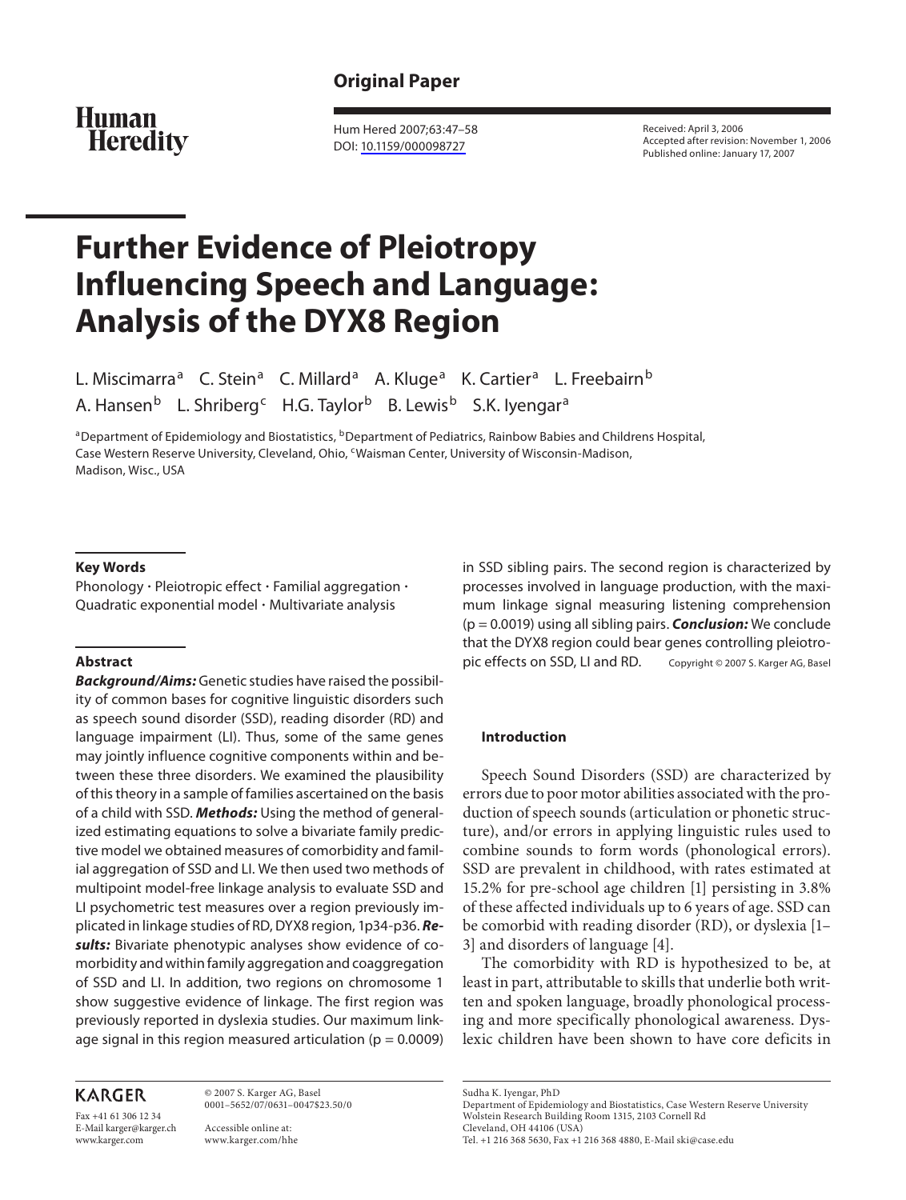**Original Paper**

# Further Evidence of Pleiotropy Influencing Speech and Language: Analysis of the DYX8 Region

L. Miscimarra[a] C. Stein[a] C. Millard[a] A. Kluge[a] K. Cartier[a] L. Freebairn[b] A. Hansen[b] L. Shriberg[c] H.G. Taylor[b] B. Lewis[b] S.K. Iyengar[a]

[a]Department of Epidemiology and Biostatistics, [b]Department of Pediatrics, Rainbow Babies and Childrens Hospital, Case Western Reserve University, Cleveland, Ohio, [c]Waisman Center, University of Wisconsin-Madison, Madison, Wisc., USA

Received: April 3, 2006
Accepted after revision: November 1, 2006
Published online: January 17, 2007

## Key Words

Phonology · Pleiotropic effect · Familial aggregation · Quadratic exponential model · Multivariate analysis

## Abstract

***Background/Aims:*** Genetic studies have raised the possibility of common bases for cognitive linguistic disorders such as speech sound disorder (SSD), reading disorder (RD) and language impairment (LI). Thus, some of the same genes may jointly influence cognitive components within and between these three disorders. We examined the plausibility of this theory in a sample of families ascertained on the basis of a child with SSD. ***Methods:*** Using the method of generalized estimating equations to solve a bivariate family predictive model we obtained measures of comorbidity and familial aggregation of SSD and LI. We then used two methods of multipoint model-free linkage analysis to evaluate SSD and LI psychometric test measures over a region previously implicated in linkage studies of RD, DYX8 region, 1p34-p36. ***Results:*** Bivariate phenotypic analyses show evidence of comorbidity and within family aggregation and coaggregation of SSD and LI. In addition, two regions on chromosome 1 show suggestive evidence of linkage. The first region was previously reported in dyslexia studies. Our maximum linkage signal in this region measured articulation ($p = 0.0009$) in SSD sibling pairs. The second region is characterized by processes involved in language production, with the maximum linkage signal measuring listening comprehension ($p = 0.0019$) using all sibling pairs. ***Conclusion:*** We conclude that the DYX8 region could bear genes controlling pleiotropic effects on SSD, LI and RD.

Copyright © 2007 S. Karger AG, Basel

## Introduction

Speech Sound Disorders (SSD) are characterized by errors due to poor motor abilities associated with the production of speech sounds (articulation or phonetic structure), and/or errors in applying linguistic rules used to combine sounds to form words (phonological errors). SSD are prevalent in childhood, with rates estimated at 15.2% for pre-school age children [1] persisting in 3.8% of these affected individuals up to 6 years of age. SSD can be comorbid with reading disorder (RD), or dyslexia [1–3] and disorders of language [4].

The comorbidity with RD is hypothesized to be, at least in part, attributable to skills that underlie both written and spoken language, broadly phonological processing and more specifically phonological awareness. Dyslexic children have been shown to have core deficits in

---

© 2007 S. Karger AG, Basel
0001–5652/07/0631–0047$23.50/0

Accessible online at:
www.karger.com/hhe

Sudha K. Iyengar, PhD
Department of Epidemiology and Biostatistics, Case Western Reserve University
Wolstein Research Building Room 1315, 2103 Cornell Rd
Cleveland, OH 44106 (USA)
Tel. +1 216 368 5630, Fax +1 216 368 4880, E-Mail ski@case.edu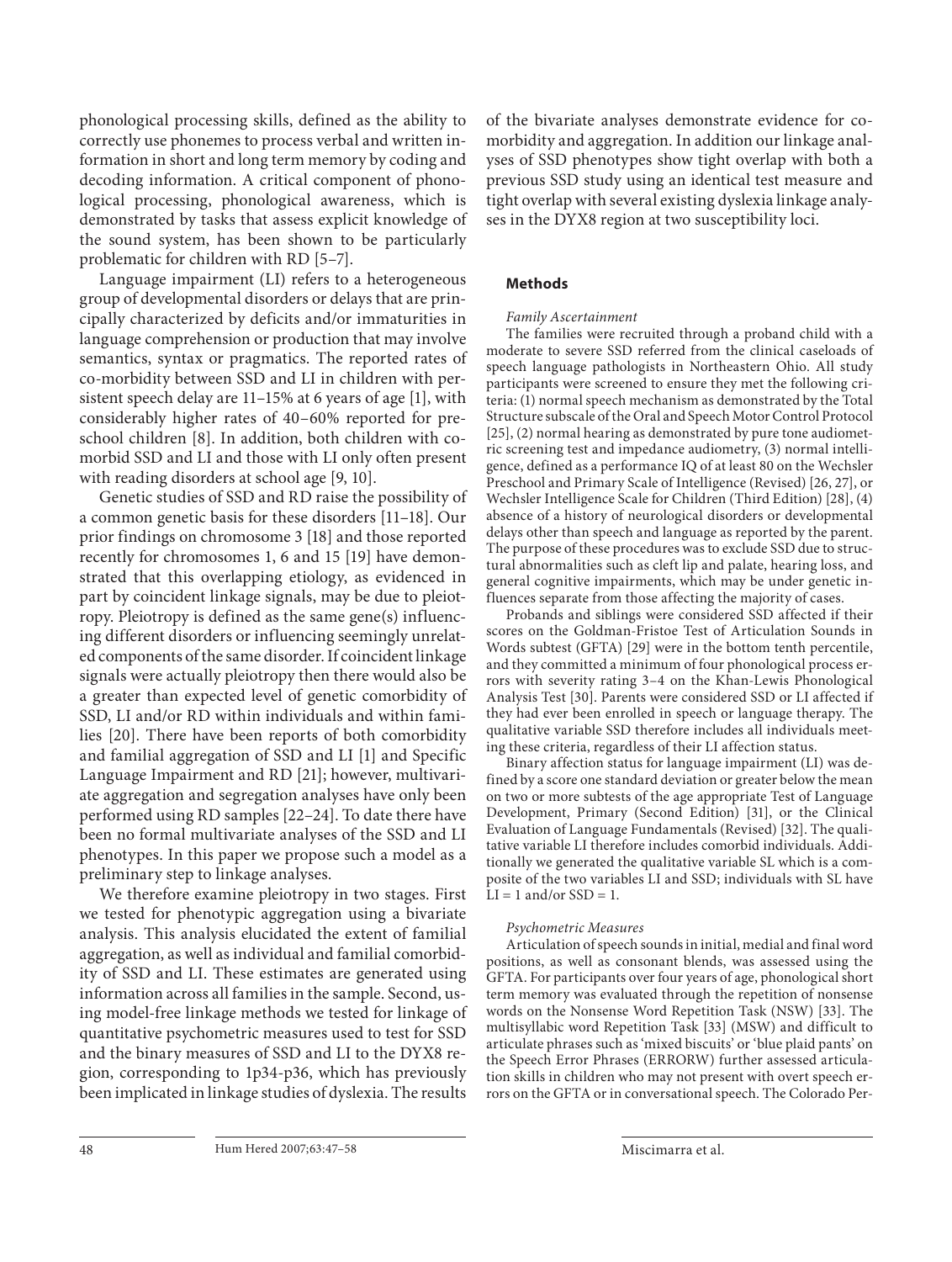phonological processing skills, defined as the ability to correctly use phonemes to process verbal and written information in short and long term memory by coding and decoding information. A critical component of phonological processing, phonological awareness, which is demonstrated by tasks that assess explicit knowledge of the sound system, has been shown to be particularly problematic for children with RD [5–7].

Language impairment (LI) refers to a heterogeneous group of developmental disorders or delays that are principally characterized by deficits and/or immaturities in language comprehension or production that may involve semantics, syntax or pragmatics. The reported rates of co-morbidity between SSD and LI in children with persistent speech delay are 11–15% at 6 years of age [1], with considerably higher rates of 40–60% reported for preschool children [8]. In addition, both children with comorbid SSD and LI and those with LI only often present with reading disorders at school age [9, 10].

Genetic studies of SSD and RD raise the possibility of a common genetic basis for these disorders [11–18]. Our prior findings on chromosome 3 [18] and those reported recently for chromosomes 1, 6 and 15 [19] have demonstrated that this overlapping etiology, as evidenced in part by coincident linkage signals, may be due to pleiotropy. Pleiotropy is defined as the same gene(s) influencing different disorders or influencing seemingly unrelated components of the same disorder. If coincident linkage signals were actually pleiotropy then there would also be a greater than expected level of genetic comorbidity of SSD, LI and/or RD within individuals and within families [20]. There have been reports of both comorbidity and familial aggregation of SSD and LI [1] and Specific Language Impairment and RD [21]; however, multivariate aggregation and segregation analyses have only been performed using RD samples [22–24]. To date there have been no formal multivariate analyses of the SSD and LI phenotypes. In this paper we propose such a model as a preliminary step to linkage analyses.

We therefore examine pleiotropy in two stages. First we tested for phenotypic aggregation using a bivariate analysis. This analysis elucidated the extent of familial aggregation, as well as individual and familial comorbidity of SSD and LI. These estimates are generated using information across all families in the sample. Second, using model-free linkage methods we tested for linkage of quantitative psychometric measures used to test for SSD and the binary measures of SSD and LI to the DYX8 region, corresponding to 1p34-p36, which has previously been implicated in linkage studies of dyslexia. The results of the bivariate analyses demonstrate evidence for comorbidity and aggregation. In addition our linkage analyses of SSD phenotypes show tight overlap with both a previous SSD study using an identical test measure and tight overlap with several existing dyslexia linkage analyses in the DYX8 region at two susceptibility loci.

## Methods

### *Family Ascertainment*

The families were recruited through a proband child with a moderate to severe SSD referred from the clinical caseloads of speech language pathologists in Northeastern Ohio. All study participants were screened to ensure they met the following criteria: (1) normal speech mechanism as demonstrated by the Total Structure subscale of the Oral and Speech Motor Control Protocol [25], (2) normal hearing as demonstrated by pure tone audiometric screening test and impedance audiometry, (3) normal intelligence, defined as a performance IQ of at least 80 on the Wechsler Preschool and Primary Scale of Intelligence (Revised) [26, 27], or Wechsler Intelligence Scale for Children (Third Edition) [28], (4) absence of a history of neurological disorders or developmental delays other than speech and language as reported by the parent. The purpose of these procedures was to exclude SSD due to structural abnormalities such as cleft lip and palate, hearing loss, and general cognitive impairments, which may be under genetic influences separate from those affecting the majority of cases.

Probands and siblings were considered SSD affected if their scores on the Goldman-Fristoe Test of Articulation Sounds in Words subtest (GFTA) [29] were in the bottom tenth percentile, and they committed a minimum of four phonological process errors with severity rating 3–4 on the Khan-Lewis Phonological Analysis Test [30]. Parents were considered SSD or LI affected if they had ever been enrolled in speech or language therapy. The qualitative variable SSD therefore includes all individuals meeting these criteria, regardless of their LI affection status.

Binary affection status for language impairment (LI) was defined by a score one standard deviation or greater below the mean on two or more subtests of the age appropriate Test of Language Development, Primary (Second Edition) [31], or the Clinical Evaluation of Language Fundamentals (Revised) [32]. The qualitative variable LI therefore includes comorbid individuals. Additionally we generated the qualitative variable SL which is a composite of the two variables LI and SSD; individuals with SL have LI = 1 and/or SSD = 1.

### *Psychometric Measures*

Articulation of speech sounds in initial, medial and final word positions, as well as consonant blends, was assessed using the GFTA. For participants over four years of age, phonological short term memory was evaluated through the repetition of nonsense words on the Nonsense Word Repetition Task (NSW) [33]. The multisyllabic word Repetition Task [33] (MSW) and difficult to articulate phrases such as 'mixed biscuits' or 'blue plaid pants' on the Speech Error Phrases (ERRORW) further assessed articulation skills in children who may not present with overt speech errors on the GFTA or in conversational speech. The Colorado Per-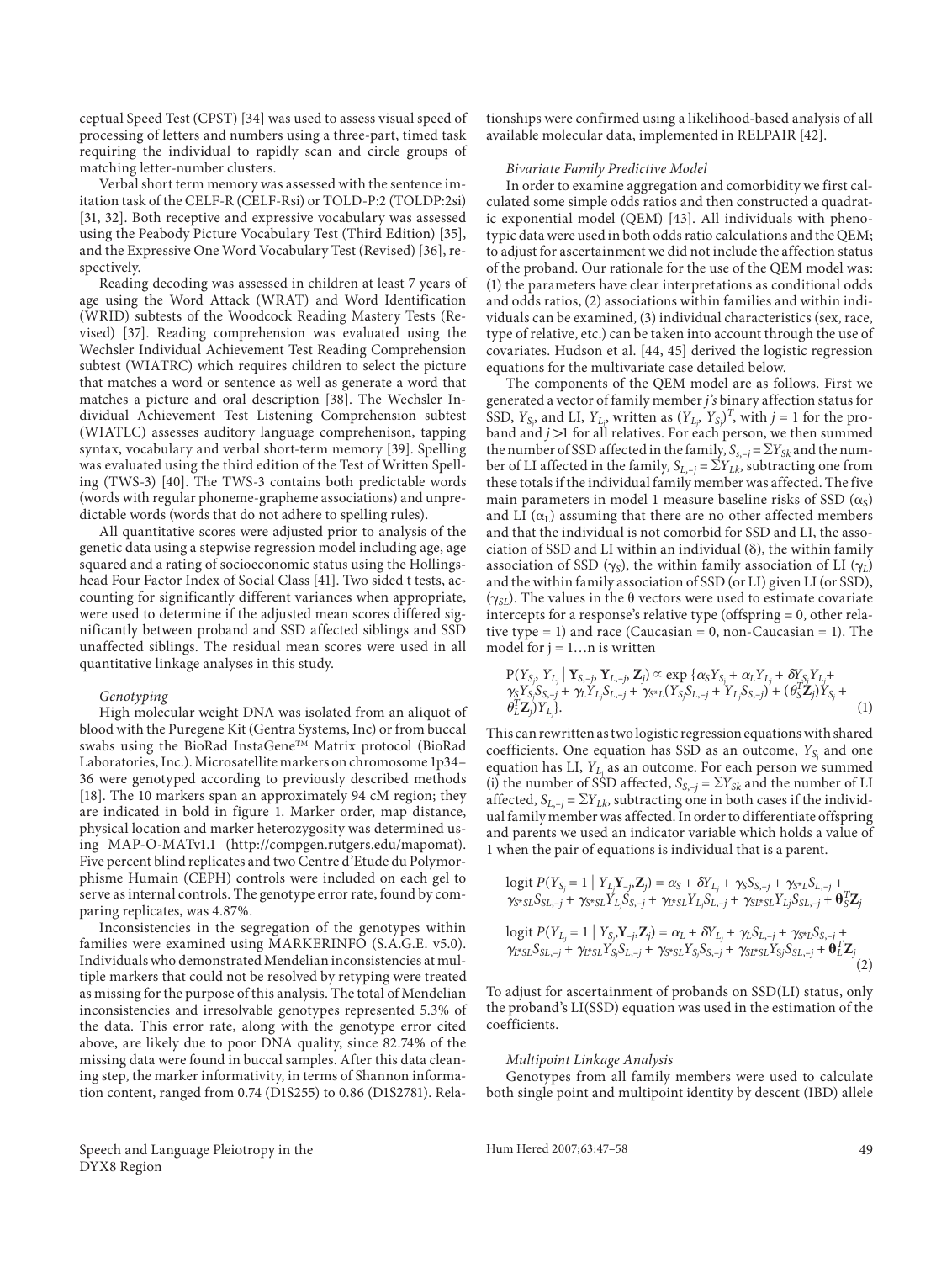ceptual Speed Test (CPST) [34] was used to assess visual speed of processing of letters and numbers using a three-part, timed task requiring the individual to rapidly scan and circle groups of matching letter-number clusters.

Verbal short term memory was assessed with the sentence imitation task of the CELF-R (CELF-Rsi) or TOLD-P:2 (TOLDP:2si) [31, 32]. Both receptive and expressive vocabulary was assessed using the Peabody Picture Vocabulary Test (Third Edition) [35], and the Expressive One Word Vocabulary Test (Revised) [36], respectively.

Reading decoding was assessed in children at least 7 years of age using the Word Attack (WRAT) and Word Identification (WRID) subtests of the Woodcock Reading Mastery Tests (Revised) [37]. Reading comprehension was evaluated using the Wechsler Individual Achievement Test Reading Comprehension subtest (WIATRC) which requires children to select the picture that matches a word or sentence as well as generate a word that matches a picture and oral description [38]. The Wechsler Individual Achievement Test Listening Comprehension subtest (WIATLC) assesses auditory language comprehension, tapping syntax, vocabulary and verbal short-term memory [39]. Spelling was evaluated using the third edition of the Test of Written Spelling (TWS-3) [40]. The TWS-3 contains both predictable words (words with regular phoneme-grapheme associations) and unpredictable words (words that do not adhere to spelling rules).

All quantitative scores were adjusted prior to analysis of the genetic data using a stepwise regression model including age, age squared and a rating of socioeconomic status using the Hollingshead Four Factor Index of Social Class [41]. Two sided t tests, accounting for significantly different variances when appropriate, were used to determine if the adjusted mean scores differed significantly between proband and SSD affected siblings and SSD unaffected siblings. The residual mean scores were used in all quantitative linkage analyses in this study.

*Genotyping*

High molecular weight DNA was isolated from an aliquot of blood with the Puregene Kit (Gentra Systems, Inc) or from buccal swabs using the BioRad InstaGene™ Matrix protocol (BioRad Laboratories, Inc.). Microsatellite markers on chromosome 1p34–36 were genotyped according to previously described methods [18]. The 10 markers span an approximately 94 cM region; they are indicated in bold in figure 1. Marker order, map distance, physical location and marker heterozygosity was determined using MAP-O-MATv1.1 (http://compgen.rutgers.edu/mapomat). Five percent blind replicates and two Centre d'Etude du Polymorphisme Humain (CEPH) controls were included on each gel to serve as internal controls. The genotype error rate, found by comparing replicates, was 4.87%.

Inconsistencies in the segregation of the genotypes within families were examined using MARKERINFO (S.A.G.E. v5.0). Individuals who demonstrated Mendelian inconsistencies at multiple markers that could not be resolved by retyping were treated as missing for the purpose of this analysis. The total of Mendelian inconsistencies and irresolvable genotypes represented 5.3% of the data. This error rate, along with the genotype error cited above, are likely due to poor DNA quality, since 82.74% of the missing data were found in buccal samples. After this data cleaning step, the marker informativity, in terms of Shannon information content, ranged from 0.74 (D1S255) to 0.86 (D1S2781). Relationships were confirmed using a likelihood-based analysis of all available molecular data, implemented in RELPAIR [42].

*Bivariate Family Predictive Model*

In order to examine aggregation and comorbidity we first calculated some simple odds ratios and then constructed a quadratic exponential model (QEM) [43]. All individuals with phenotypic data were used in both odds ratio calculations and the QEM; to adjust for ascertainment we did not include the affection status of the proband. Our rationale for the use of the QEM model was: (1) the parameters have clear interpretations as conditional odds and odds ratios, (2) associations within families and within individuals can be examined, (3) individual characteristics (sex, race, type of relative, etc.) can be taken into account through the use of covariates. Hudson et al. [44, 45] derived the logistic regression equations for the multivariate case detailed below.

The components of the QEM model are as follows. First we generated a vector of family member *j's* binary affection status for SSD, $Y_{S_j}$, and LI, $Y_{L_j}$, written as $(Y_{L_j}, Y_{S_j})^T$, with $j = 1$ for the proband and $j > 1$ for all relatives. For each person, we then summed the number of SSD affected in the family, $S_{s,-j} = \Sigma Y_{Sk}$ and the number of LI affected in the family, $S_{L,-j} = \Sigma Y_{Lk}$, subtracting one from these totals if the individual family member was affected. The five main parameters in model 1 measure baseline risks of SSD ($\alpha_S$) and LI ($\alpha_L$) assuming that there are no other affected members and that the individual is not comorbid for SSD and LI, the association of SSD and LI within an individual ($\delta$), the within family association of SSD ($\gamma_S$), the within family association of LI ($\gamma_L$) and the within family association of SSD (or LI) given LI (or SSD), ($\gamma_{SL}$). The values in the $\theta$ vectors were used to estimate covariate intercepts for a response's relative type (offspring = 0, other relative type = 1) and race (Caucasian = 0, non-Caucasian = 1). The model for j = 1…n is written

$$
\begin{aligned}
P(Y_{S_j}, Y_{L_j} \mid \mathbf{Y}_{S,-j}, \mathbf{Y}_{L,-j}, \mathbf{Z}_j) \propto \exp \{ & \alpha_S Y_{S_j} + \alpha_L Y_{L_j} + \delta Y_{S_j} Y_{L_j} + \\
& \gamma_S Y_{S_j} S_{S,-j} + \gamma_L Y_{L_j} S_{L,-j} + \gamma_{S*L}(Y_{S_j} S_{L,-j} + Y_{L_j} S_{S,-j}) + (\theta_S^T \mathbf{Z}_j) Y_{S_j} + \\
& \theta_L^T \mathbf{Z}_j) Y_{L_j} \}.
\end{aligned} \quad (1)
$$

This can rewritten as two logistic regression equations with shared coefficients. One equation has SSD as an outcome, $Y_{S_j}$ and one equation has LI, $Y_{L_j}$ as an outcome. For each person we summed (i) the number of SSD affected, $S_{S,-j} = \Sigma Y_{Sk}$ and the number of LI affected, $S_{L,-j} = \Sigma Y_{Lk}$, subtracting one in both cases if the individual family member was affected. In order to differentiate offspring and parents we used an indicator variable which holds a value of 1 when the pair of equations is individual that is a parent.

$$
\begin{aligned}
\operatorname{logit} P(Y_{S_j} = 1 \mid Y_{L_j} \mathbf{Y}_{-j}, \mathbf{Z}_j) = & \alpha_S + \delta Y_{L_j} + \gamma_S S_{S,-j} + \gamma_{S*L} S_{L,-j} + \\
& \gamma_{S*SL} S_{SL,-j} + \gamma_{S*SL} Y_{L_j} S_{S,-j} + \gamma_{L*SL} Y_{L_j} S_{L,-j} + \gamma_{SL*SL} Y_{Lj} S_{SL,-j} + \boldsymbol{\theta}_S^T \mathbf{Z}_j \\
\operatorname{logit} P(Y_{L_j} = 1 \mid Y_{S_j} \mathbf{Y}_{-j}, \mathbf{Z}_j) = & \alpha_L + \delta Y_{L_j} + \gamma_L S_{L,-j} + \gamma_{S*L} S_{S,-j} + \\
& \gamma_{L*SL} S_{SL,-j} + \gamma_{L*SL} Y_{S_j} S_{L,-j} + \gamma_{S*SL} Y_{S_j} S_{S,-j} + \gamma_{SL*SL} Y_{Sj} S_{SL,-j} + \boldsymbol{\theta}_L^T \mathbf{Z}_j
\end{aligned} \quad (2)
$$

To adjust for ascertainment of probands on SSD(LI) status, only the proband's LI(SSD) equation was used in the estimation of the coefficients.

*Multipoint Linkage Analysis*

Genotypes from all family members were used to calculate both single point and multipoint identity by descent (IBD) allele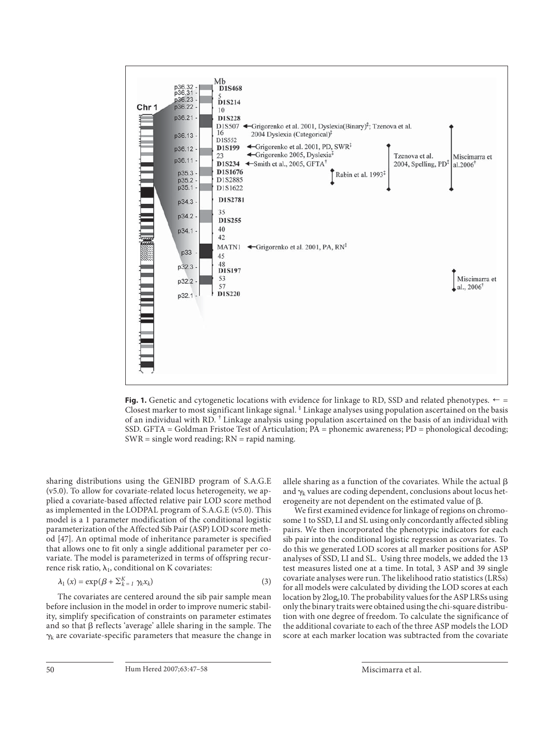**Fig. 1.** Genetic and cytogenetic locations with evidence for linkage to RD, SSD and related phenotypes. ← = Closest marker to most significant linkage signal. ‡ Linkage analyses using population ascertained on the basis of an individual with RD. † Linkage analysis using population ascertained on the basis of an individual with SSD. GFTA = Goldman Fristoe Test of Articulation; PA = phonemic awareness; PD = phonological decoding; SWR = single word reading; RN = rapid naming.

sharing distributions using the GENIBD program of S.A.G.E (v5.0). To allow for covariate-related locus heterogeneity, we applied a covariate-based affected relative pair LOD score method as implemented in the LODPAL program of S.A.G.E (v5.0). This model is a 1 parameter modification of the conditional logistic parameterization of the Affected Sib Pair (ASP) LOD score method [47]. An optimal mode of inheritance parameter is specified that allows one to fit only a single additional parameter per covariate. The model is parameterized in terms of offspring recurrence risk ratio, $\lambda_1$, conditional on K covariates:

$$\lambda_1(x) = \exp(\beta + \Sigma_{k=1}^{K} \gamma_k x_k) \quad (3)$$

The covariates are centered around the sib pair sample mean before inclusion in the model in order to improve numeric stability, simplify specification of constraints on parameter estimates and so that $\beta$ reflects 'average' allele sharing in the sample. The $\gamma_k$ are covariate-specific parameters that measure the change in allele sharing as a function of the covariates. While the actual $\beta$ and $\gamma_k$ values are coding dependent, conclusions about locus heterogeneity are not dependent on the estimated value of $\beta$.

We first examined evidence for linkage of regions on chromosome 1 to SSD, LI and SL using only concordantly affected sibling pairs. We then incorporated the phenotypic indicators for each sib pair into the conditional logistic regression as covariates. To do this we generated LOD scores at all marker positions for ASP analyses of SSD, LI and SL. Using three models, we added the 13 test measures listed one at a time. In total, 3 ASP and 39 single covariate analyses were run. The likelihood ratio statistics (LRSs) for all models were calculated by dividing the LOD scores at each location by $2\log_e 10$. The probability values for the ASP LRSs using only the binary traits were obtained using the chi-square distribution with one degree of freedom. To calculate the significance of the additional covariate to each of the three ASP models the LOD score at each marker location was subtracted from the covariate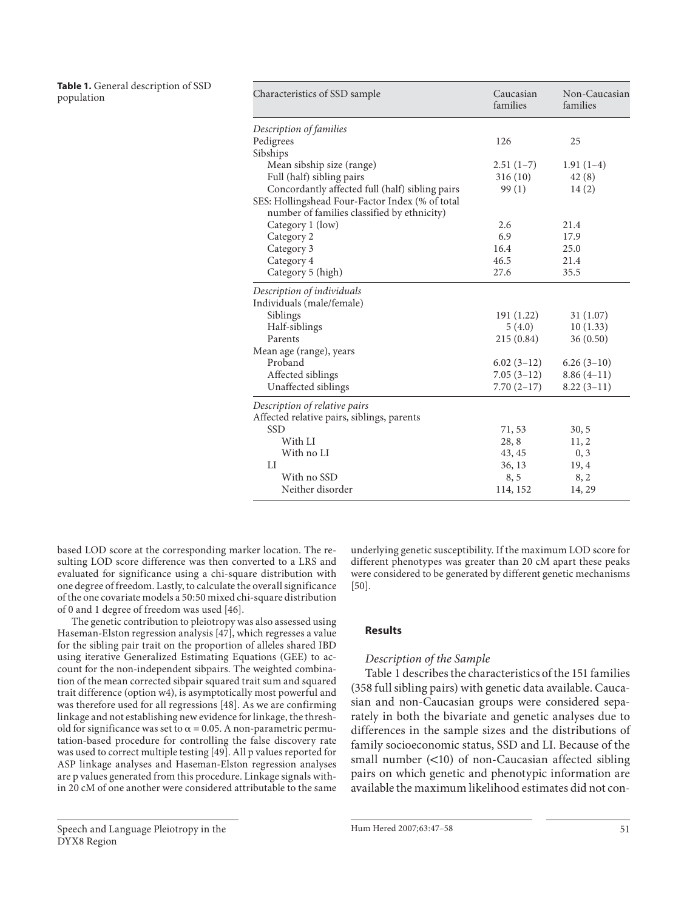**Table 1.** General description of SSD population

| Characteristics of SSD sample | Caucasian families | Non-Caucasian families |
|---|---|---|
| *Description of families* | | |
| Pedigrees | 126 | 25 |
| Sibships | | |
| Mean sibship size (range) | 2.51 (1–7) | 1.91 (1–4) |
| Full (half) sibling pairs | 316 (10) | 42 (8) |
| Concordantly affected full (half) sibling pairs | 99 (1) | 14 (2) |
| SES: Hollingshead Four-Factor Index (% of total number of families classified by ethnicity) | | |
| Category 1 (low) | 2.6 | 21.4 |
| Category 2 | 6.9 | 17.9 |
| Category 3 | 16.4 | 25.0 |
| Category 4 | 46.5 | 21.4 |
| Category 5 (high) | 27.6 | 35.5 |
| *Description of individuals* | | |
| Individuals (male/female) | | |
| Siblings | 191 (1.22) | 31 (1.07) |
| Half-siblings | 5 (4.0) | 10 (1.33) |
| Parents | 215 (0.84) | 36 (0.50) |
| Mean age (range), years | | |
| Proband | 6.02 (3–12) | 6.26 (3–10) |
| Affected siblings | 7.05 (3–12) | 8.86 (4–11) |
| Unaffected siblings | 7.70 (2–17) | 8.22 (3–11) |
| *Description of relative pairs* | | |
| Affected relative pairs, siblings, parents | | |
| SSD | 71, 53 | 30, 5 |
| With LI | 28, 8 | 11, 2 |
| With no LI | 43, 45 | 0, 3 |
| LI | 36, 13 | 19, 4 |
| With no SSD | 8, 5 | 8, 2 |
| Neither disorder | 114, 152 | 14, 29 |

based LOD score at the corresponding marker location. The resulting LOD score difference was then converted to a LRS and evaluated for significance using a chi-square distribution with one degree of freedom. Lastly, to calculate the overall significance of the one covariate models a 50:50 mixed chi-square distribution of 0 and 1 degree of freedom was used [46].

The genetic contribution to pleiotropy was also assessed using Haseman-Elston regression analysis [47], which regresses a value for the sibling pair trait on the proportion of alleles shared IBD using iterative Generalized Estimating Equations (GEE) to account for the non-independent sibpairs. The weighted combination of the mean corrected sibpair squared trait sum and squared trait difference (option w4), is asymptotically most powerful and was therefore used for all regressions [48]. As we are confirming linkage and not establishing new evidence for linkage, the threshold for significance was set to $\alpha = 0.05$. A non-parametric permutation-based procedure for controlling the false discovery rate was used to correct multiple testing [49]. All p values reported for ASP linkage analyses and Haseman-Elston regression analyses are p values generated from this procedure. Linkage signals within 20 cM of one another were considered attributable to the same underlying genetic susceptibility. If the maximum LOD score for different phenotypes was greater than 20 cM apart these peaks were considered to be generated by different genetic mechanisms [50].

## Results

### *Description of the Sample*

Table 1 describes the characteristics of the 151 families (358 full sibling pairs) with genetic data available. Caucasian and non-Caucasian groups were considered separately in both the bivariate and genetic analyses due to differences in the sample sizes and the distributions of family socioeconomic status, SSD and LI. Because of the small number (<10) of non-Caucasian affected sibling pairs on which genetic and phenotypic information are available the maximum likelihood estimates did not con-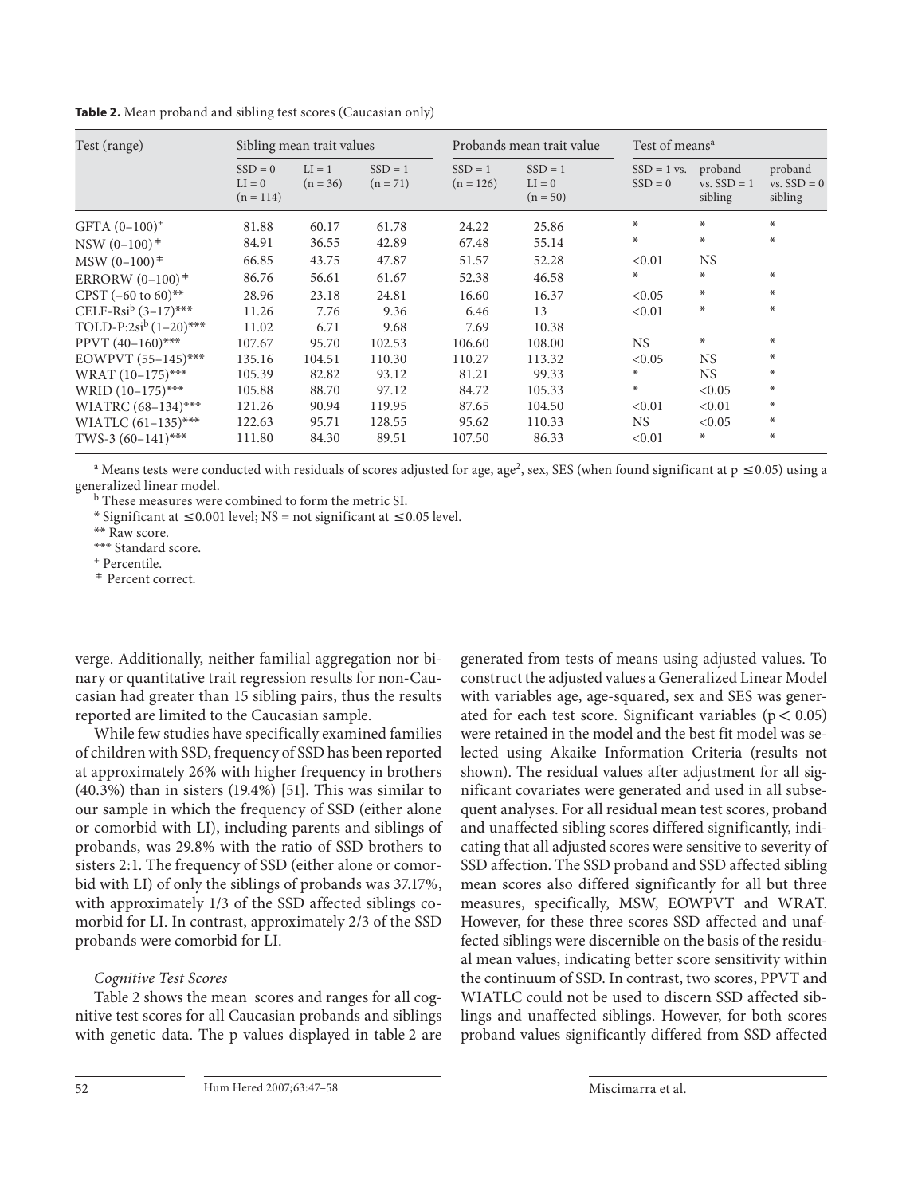**Table 2.** Mean proband and sibling test scores (Caucasian only)

| Test (range) | Sibling mean trait values | | | Probands mean trait value | | Test of means[a] | | |
|---|---|---|---|---|---|---|---|---|
| | SSD = 0 LI = 0 (n = 114) | LI = 1 (n = 36) | SSD = 1 (n = 71) | SSD = 1 (n = 126) | SSD = 1 LI = 0 (n = 50) | SSD = 1 vs. SSD = 0 | proband vs. SSD = 1 sibling | proband vs. SSD = 0 sibling |
| GFTA (0–100)[+] | 81.88 | 60.17 | 61.78 | 24.22 | 25.86 | * | * | * |
| NSW (0–100)[‡] | 84.91 | 36.55 | 42.89 | 67.48 | 55.14 | * | * | * |
| MSW (0–100)[‡] | 66.85 | 43.75 | 47.87 | 51.57 | 52.28 | <0.01 | NS | |
| ERRORW (0–100)[‡] | 86.76 | 56.61 | 61.67 | 52.38 | 46.58 | * | * | * |
| CPST (–60 to 60)** | 28.96 | 23.18 | 24.81 | 16.60 | 16.37 | <0.05 | * | * |
| CELF-Rsi[b] (3–17)*** | 11.26 | 7.76 | 9.36 | 6.46 | 13 | <0.01 | * | * |
| TOLD-P:2si[b] (1–20)*** | 11.02 | 6.71 | 9.68 | 7.69 | 10.38 | | | |
| PPVT (40–160)*** | 107.67 | 95.70 | 102.53 | 106.60 | 108.00 | NS | * | * |
| EOWPVT (55–145)*** | 135.16 | 104.51 | 110.30 | 110.27 | 113.32 | <0.05 | NS | * |
| WRAT (10–175)*** | 105.39 | 82.82 | 93.12 | 81.21 | 99.33 | * | NS | * |
| WRID (10–175)*** | 105.88 | 88.70 | 97.12 | 84.72 | 105.33 | * | <0.05 | * |
| WIATRC (68–134)*** | 121.26 | 90.94 | 119.95 | 87.65 | 104.50 | <0.01 | <0.01 | * |
| WIATLC (61–135)*** | 122.63 | 95.71 | 128.55 | 95.62 | 110.33 | NS | <0.05 | * |
| TWS-3 (60–141)*** | 111.80 | 84.30 | 89.51 | 107.50 | 86.33 | <0.01 | * | * |

[a] Means tests were conducted with residuals of scores adjusted for age, age$^2$, sex, SES (when found significant at $p \leq 0.05$) using a generalized linear model.
[b] These measures were combined to form the metric SI.
* Significant at $\leq 0.001$ level; NS = not significant at $\leq 0.05$ level.
** Raw score.
*** Standard score.
[+] Percentile.
[‡] Percent correct.

verge. Additionally, neither familial aggregation nor binary or quantitative trait regression results for non-Caucasian had greater than 15 sibling pairs, thus the results reported are limited to the Caucasian sample.

While few studies have specifically examined families of children with SSD, frequency of SSD has been reported at approximately 26% with higher frequency in brothers (40.3%) than in sisters (19.4%) [51]. This was similar to our sample in which the frequency of SSD (either alone or comorbid with LI), including parents and siblings of probands, was 29.8% with the ratio of SSD brothers to sisters 2:1. The frequency of SSD (either alone or comorbid with LI) of only the siblings of probands was 37.17%, with approximately 1/3 of the SSD affected siblings comorbid for LI. In contrast, approximately 2/3 of the SSD probands were comorbid for LI.

*Cognitive Test Scores*

Table 2 shows the mean scores and ranges for all cognitive test scores for all Caucasian probands and siblings with genetic data. The p values displayed in table 2 are generated from tests of means using adjusted values. To construct the adjusted values a Generalized Linear Model with variables age, age-squared, sex and SES was generated for each test score. Significant variables ($p < 0.05$) were retained in the model and the best fit model was selected using Akaike Information Criteria (results not shown). The residual values after adjustment for all significant covariates were generated and used in all subsequent analyses. For all residual mean test scores, proband and unaffected sibling scores differed significantly, indicating that all adjusted scores were sensitive to severity of SSD affection. The SSD proband and SSD affected sibling mean scores also differed significantly for all but three measures, specifically, MSW, EOWPVT and WRAT. However, for these three scores SSD affected and unaffected siblings were discernible on the basis of the residual mean values, indicating better score sensitivity within the continuum of SSD. In contrast, two scores, PPVT and WIATLC could not be used to discern SSD affected siblings and unaffected siblings. However, for both scores proband values significantly differed from SSD affected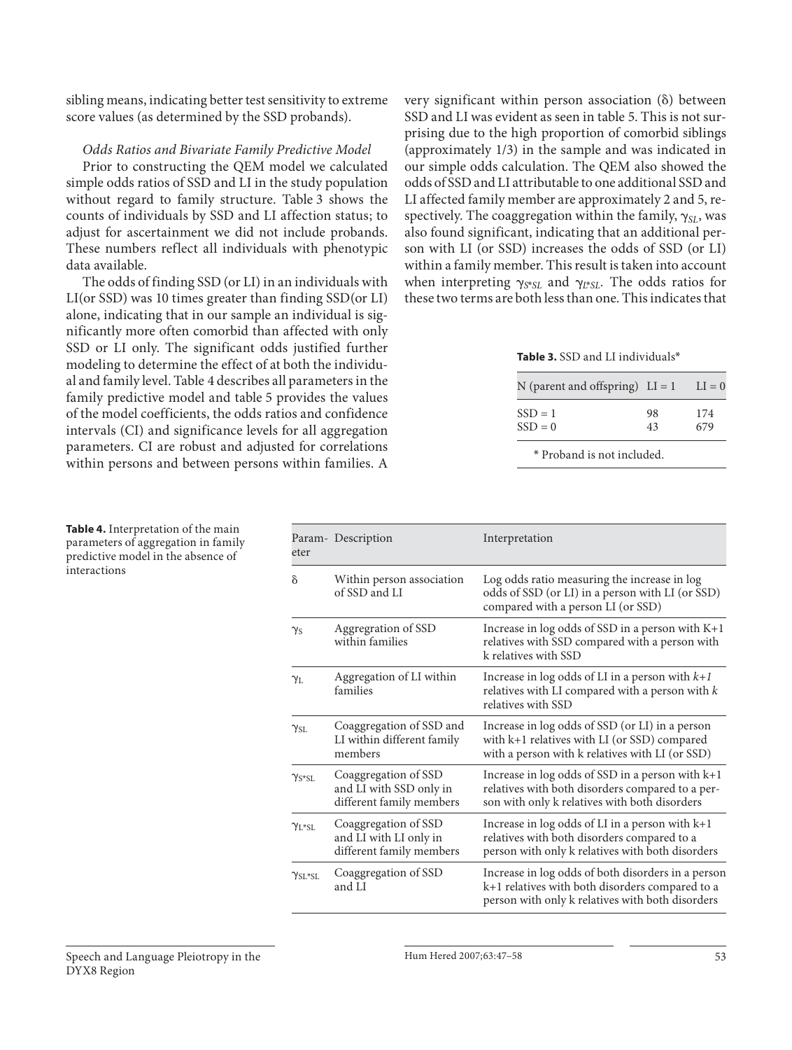sibling means, indicating better test sensitivity to extreme score values (as determined by the SSD probands).

*Odds Ratios and Bivariate Family Predictive Model*

Prior to constructing the QEM model we calculated simple odds ratios of SSD and LI in the study population without regard to family structure. Table 3 shows the counts of individuals by SSD and LI affection status; to adjust for ascertainment we did not include probands. These numbers reflect all individuals with phenotypic data available.

The odds of finding SSD (or LI) in an individuals with LI(or SSD) was 10 times greater than finding SSD(or LI) alone, indicating that in our sample an individual is significantly more often comorbid than affected with only SSD or LI only. The significant odds justified further modeling to determine the effect of at both the individual and family level. Table 4 describes all parameters in the family predictive model and table 5 provides the values of the model coefficients, the odds ratios and confidence intervals (CI) and significance levels for all aggregation parameters. CI are robust and adjusted for correlations within persons and between persons within families. A very significant within person association (δ) between SSD and LI was evident as seen in table 5. This is not surprising due to the high proportion of comorbid siblings (approximately 1/3) in the sample and was indicated in our simple odds calculation. The QEM also showed the odds of SSD and LI attributable to one additional SSD and LI affected family member are approximately 2 and 5, respectively. The coaggregation within the family, $\gamma_{SL}$, was also found significant, indicating that an additional person with LI (or SSD) increases the odds of SSD (or LI) within a family member. This result is taken into account when interpreting $\gamma_{S*SL}$ and $\gamma_{L*SL}$. The odds ratios for these two terms are both less than one. This indicates that

**Table 3.** SSD and LI individuals*

| N (parent and offspring) | LI = 1 | LI = 0 |
|---|---|---|
| SSD = 1 | 98 | 174 |
| SSD = 0 | 43 | 679 |

\* Proband is not included.

**Table 4.** Interpretation of the main parameters of aggregation in family predictive model in the absence of interactions

| Parameter | Description | Interpretation |
|---|---|---|
| δ | Within person association of SSD and LI | Log odds ratio measuring the increase in log odds of SSD (or LI) in a person with LI (or SSD) compared with a person LI (or SSD) |
| $\gamma_S$ | Aggregration of SSD within families | Increase in log odds of SSD in a person with K+1 relatives with SSD compared with a person with k relatives with SSD |
| $\gamma_L$ | Aggregation of LI within families | Increase in log odds of LI in a person with *k+1* relatives with LI compared with a person with *k* relatives with SSD |
| $\gamma_{SL}$ | Coaggregation of SSD and LI within different family members | Increase in log odds of SSD (or LI) in a person with k+1 relatives with LI (or SSD) compared with a person with k relatives with LI (or SSD) |
| $\gamma_{S*SL}$ | Coaggregation of SSD and LI with SSD only in different family members | Increase in log odds of SSD in a person with k+1 relatives with both disorders compared to a person with only k relatives with both disorders |
| $\gamma_{L*SL}$ | Coaggregation of SSD and LI with LI only in different family members | Increase in log odds of LI in a person with k+1 relatives with both disorders compared to a person with only k relatives with both disorders |
| $\gamma_{SL*SL}$ | Coaggregation of SSD and LI | Increase in log odds of both disorders in a person k+1 relatives with both disorders compared to a person with only k relatives with both disorders |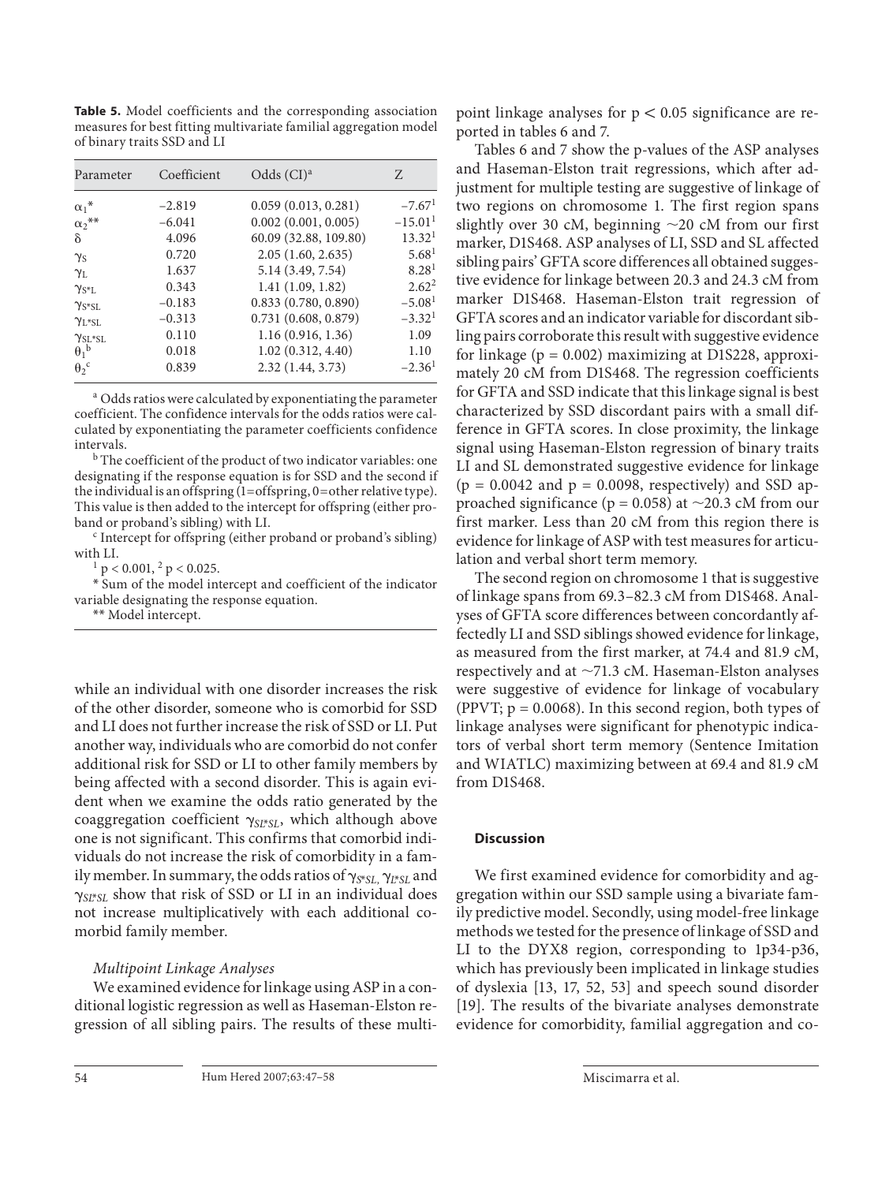**Table 5.** Model coefficients and the corresponding association measures for best fitting multivariate familial aggregation model of binary traits SSD and LI

| Parameter | Coefficient | Odds (CI)[a] | Z |
|---|---|---|---|
| $\alpha_1$* | –2.819 | 0.059 (0.013, 0.281) | –7.67[1] |
| $\alpha_2$** | –6.041 | 0.002 (0.001, 0.005) | –15.01[1] |
| $\delta$ | 4.096 | 60.09 (32.88, 109.80) | 13.32[1] |
| $\gamma_S$ | 0.720 | 2.05 (1.60, 2.635) | 5.68[1] |
| $\gamma_L$ | 1.637 | 5.14 (3.49, 7.54) | 8.28[1] |
| $\gamma_{S*L}$ | 0.343 | 1.41 (1.09, 1.82) | 2.62[2] |
| $\gamma_{S*SL}$ | –0.183 | 0.833 (0.780, 0.890) | –5.08[1] |
| $\gamma_{L*SL}$ | –0.313 | 0.731 (0.608, 0.879) | –3.32[1] |
| $\gamma_{SL*SL}$ | 0.110 | 1.16 (0.916, 1.36) | 1.09 |
| $\theta_1$[b] | 0.018 | 1.02 (0.312, 4.40) | 1.10 |
| $\theta_2$[c] | 0.839 | 2.32 (1.44, 3.73) | –2.36[1] |

[a] Odds ratios were calculated by exponentiating the parameter coefficient. The confidence intervals for the odds ratios were calculated by exponentiating the parameter coefficients confidence intervals.

[b] The coefficient of the product of two indicator variables: one designating if the response equation is for SSD and the second if the individual is an offspring (1=offspring, 0=other relative type). This value is then added to the intercept for offspring (either proband or proband's sibling) with LI.

[c] Intercept for offspring (either proband or proband's sibling) with LI.

[1] $p < 0.001$, [2] $p < 0.025$.

\* Sum of the model intercept and coefficient of the indicator variable designating the response equation.

\*\* Model intercept.

while an individual with one disorder increases the risk of the other disorder, someone who is comorbid for SSD and LI does not further increase the risk of SSD or LI. Put another way, individuals who are comorbid do not confer additional risk for SSD or LI to other family members by being affected with a second disorder. This is again evident when we examine the odds ratio generated by the coaggregation coefficient $\gamma_{SL*SL}$, which although above one is not significant. This confirms that comorbid individuals do not increase the risk of comorbidity in a family member. In summary, the odds ratios of $\gamma_{S*SL}$, $\gamma_{L*SL}$ and $\gamma_{SL*SL}$ show that risk of SSD or LI in an individual does not increase multiplicatively with each additional comorbid family member.

*Multipoint Linkage Analyses*

We examined evidence for linkage using ASP in a conditional logistic regression as well as Haseman-Elston regression of all sibling pairs. The results of these multipoint linkage analyses for $p < 0.05$ significance are reported in tables 6 and 7.

Tables 6 and 7 show the p-values of the ASP analyses and Haseman-Elston trait regressions, which after adjustment for multiple testing are suggestive of linkage of two regions on chromosome 1. The first region spans slightly over 30 cM, beginning ~20 cM from our first marker, D1S468. ASP analyses of LI, SSD and SL affected sibling pairs' GFTA score differences all obtained suggestive evidence for linkage between 20.3 and 24.3 cM from marker D1S468. Haseman-Elston trait regression of GFTA scores and an indicator variable for discordant sibling pairs corroborate this result with suggestive evidence for linkage ($p = 0.002$) maximizing at D1S228, approximately 20 cM from D1S468. The regression coefficients for GFTA and SSD indicate that this linkage signal is best characterized by SSD discordant pairs with a small difference in GFTA scores. In close proximity, the linkage signal using Haseman-Elston regression of binary traits LI and SL demonstrated suggestive evidence for linkage ($p = 0.0042$ and $p = 0.0098$, respectively) and SSD approached significance ($p = 0.058$) at ~20.3 cM from our first marker. Less than 20 cM from this region there is evidence for linkage of ASP with test measures for articulation and verbal short term memory.

The second region on chromosome 1 that is suggestive of linkage spans from 69.3–82.3 cM from D1S468. Analyses of GFTA score differences between concordantly affectedly LI and SSD siblings showed evidence for linkage, as measured from the first marker, at 74.4 and 81.9 cM, respectively and at ~71.3 cM. Haseman-Elston analyses were suggestive of evidence for linkage of vocabulary (PPVT; $p = 0.0068$). In this second region, both types of linkage analyses were significant for phenotypic indicators of verbal short term memory (Sentence Imitation and WIATLC) maximizing between at 69.4 and 81.9 cM from D1S468.

## Discussion

We first examined evidence for comorbidity and aggregation within our SSD sample using a bivariate family predictive model. Secondly, using model-free linkage methods we tested for the presence of linkage of SSD and LI to the DYX8 region, corresponding to 1p34-p36, which has previously been implicated in linkage studies of dyslexia [13, 17, 52, 53] and speech sound disorder [19]. The results of the bivariate analyses demonstrate evidence for comorbidity, familial aggregation and co-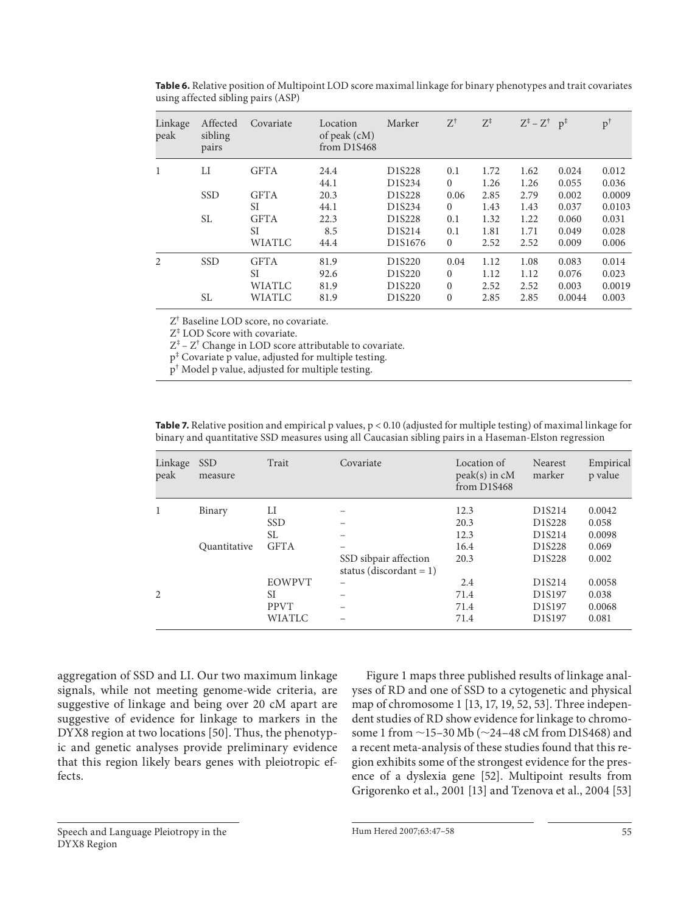**Table 6.** Relative position of Multipoint LOD score maximal linkage for binary phenotypes and trait covariates using affected sibling pairs (ASP)

| Linkage peak | Affected sibling pairs | Covariate | Location of peak (cM) from D1S468 | Marker | $Z^{\dagger}$ | $Z^{\ddagger}$ | $Z^{\ddagger} - Z^{\dagger}$ | $p^{\ddagger}$ | $p^{\dagger}$ |
|---|---|---|---|---|---|---|---|---|---|
| 1 | LI | GFTA | 24.4 | D1S228 | 0.1 | 1.72 | 1.62 | 0.024 | 0.012 |
| | | | 44.1 | D1S234 | 0 | 1.26 | 1.26 | 0.055 | 0.036 |
| | SSD | GFTA | 20.3 | D1S228 | 0.06 | 2.85 | 2.79 | 0.002 | 0.0009 |
| | | SI | 44.1 | D1S234 | 0 | 1.43 | 1.43 | 0.037 | 0.0103 |
| | SL | GFTA | 22.3 | D1S228 | 0.1 | 1.32 | 1.22 | 0.060 | 0.031 |
| | | SI | 8.5 | D1S214 | 0.1 | 1.81 | 1.71 | 0.049 | 0.028 |
| | | WIATLC | 44.4 | D1S1676 | 0 | 2.52 | 2.52 | 0.009 | 0.006 |
| 2 | SSD | GFTA | 81.9 | D1S220 | 0.04 | 1.12 | 1.08 | 0.083 | 0.014 |
| | | SI | 92.6 | D1S220 | 0 | 1.12 | 1.12 | 0.076 | 0.023 |
| | | WIATLC | 81.9 | D1S220 | 0 | 2.52 | 2.52 | 0.003 | 0.0019 |
| | SL | WIATLC | 81.9 | D1S220 | 0 | 2.85 | 2.85 | 0.0044 | 0.003 |

$Z^{\dagger}$ Baseline LOD score, no covariate.
$Z^{\ddagger}$ LOD Score with covariate.
$Z^{\ddagger} - Z^{\dagger}$ Change in LOD score attributable to covariate.
$p^{\ddagger}$ Covariate p value, adjusted for multiple testing.
$p^{\dagger}$ Model p value, adjusted for multiple testing.

**Table 7.** Relative position and empirical p values, $p < 0.10$ (adjusted for multiple testing) of maximal linkage for binary and quantitative SSD measures using all Caucasian sibling pairs in a Haseman-Elston regression

| Linkage peak | SSD measure | Trait | Covariate | Location of peak(s) in cM from D1S468 | Nearest marker | Empirical p value |
|---|---|---|---|---|---|---|
| 1 | Binary | LI | – | 12.3 | D1S214 | 0.0042 |
| | | SSD | – | 20.3 | D1S228 | 0.058 |
| | | SL | – | 12.3 | D1S214 | 0.0098 |
| | Quantitative | GFTA | – | 16.4 | D1S228 | 0.069 |
| | | | SSD sibpair affection status (discordant = 1) | 20.3 | D1S228 | 0.002 |
| | | EOWPVT | – | 2.4 | D1S214 | 0.0058 |
| 2 | | SI | – | 71.4 | D1S197 | 0.038 |
| | | PPVT | – | 71.4 | D1S197 | 0.0068 |
| | | WIATLC | – | 71.4 | D1S197 | 0.081 |

aggregation of SSD and LI. Our two maximum linkage signals, while not meeting genome-wide criteria, are suggestive of linkage and being over 20 cM apart are suggestive of evidence for linkage to markers in the DYX8 region at two locations [50]. Thus, the phenotypic and genetic analyses provide preliminary evidence that this region likely bears genes with pleiotropic effects.

Figure 1 maps three published results of linkage analyses of RD and one of SSD to a cytogenetic and physical map of chromosome 1 [13, 17, 19, 52, 53]. Three independent studies of RD show evidence for linkage to chromosome 1 from ~15–30 Mb (~24–48 cM from D1S468) and a recent meta-analysis of these studies found that this region exhibits some of the strongest evidence for the presence of a dyslexia gene [52]. Multipoint results from Grigorenko et al., 2001 [13] and Tzenova et al., 2004 [53]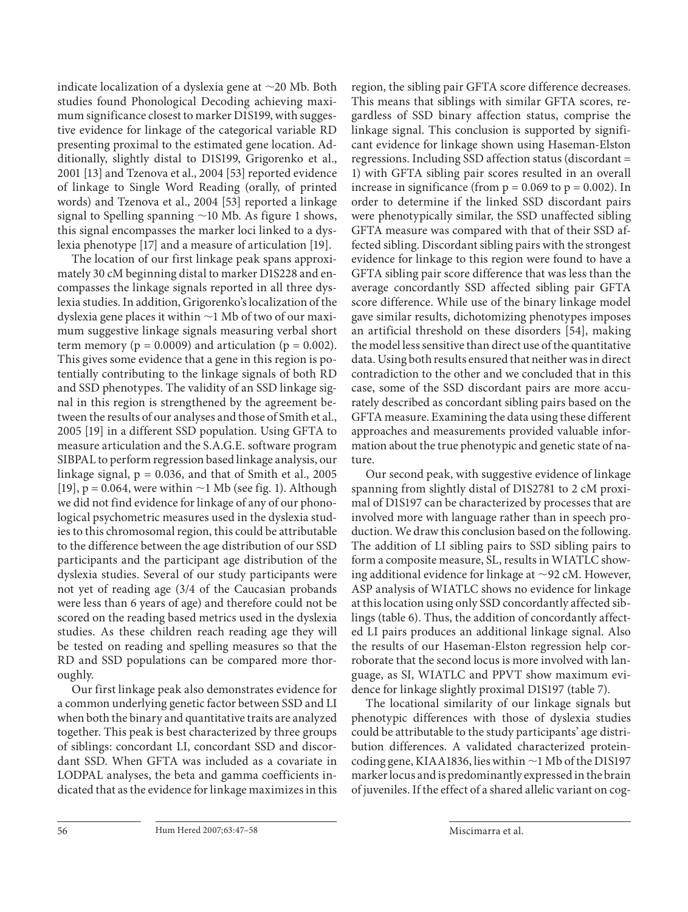indicate localization of a dyslexia gene at ~20 Mb. Both studies found Phonological Decoding achieving maximum significance closest to marker D1S199, with suggestive evidence for linkage of the categorical variable RD presenting proximal to the estimated gene location. Additionally, slightly distal to D1S199, Grigorenko et al., 2001 [13] and Tzenova et al., 2004 [53] reported evidence of linkage to Single Word Reading (orally, of printed words) and Tzenova et al., 2004 [53] reported a linkage signal to Spelling spanning ~10 Mb. As figure 1 shows, this signal encompasses the marker loci linked to a dyslexia phenotype [17] and a measure of articulation [19].

The location of our first linkage peak spans approximately 30 cM beginning distal to marker D1S228 and encompasses the linkage signals reported in all three dyslexia studies. In addition, Grigorenko's localization of the dyslexia gene places it within ~1 Mb of two of our maximum suggestive linkage signals measuring verbal short term memory ($p = 0.0009$) and articulation ($p = 0.002$). This gives some evidence that a gene in this region is potentially contributing to the linkage signals of both RD and SSD phenotypes. The validity of an SSD linkage signal in this region is strengthened by the agreement between the results of our analyses and those of Smith et al., 2005 [19] in a different SSD population. Using GFTA to measure articulation and the S.A.G.E. software program SIBPAL to perform regression based linkage analysis, our linkage signal, $p = 0.036$, and that of Smith et al., 2005 [19], $p = 0.064$, were within ~1 Mb (see fig. 1). Although we did not find evidence for linkage of any of our phonological psychometric measures used in the dyslexia studies to this chromosomal region, this could be attributable to the difference between the age distribution of our SSD participants and the participant age distribution of the dyslexia studies. Several of our study participants were not yet of reading age (3/4 of the Caucasian probands were less than 6 years of age) and therefore could not be scored on the reading based metrics used in the dyslexia studies. As these children reach reading age they will be tested on reading and spelling measures so that the RD and SSD populations can be compared more thoroughly.

Our first linkage peak also demonstrates evidence for a common underlying genetic factor between SSD and LI when both the binary and quantitative traits are analyzed together. This peak is best characterized by three groups of siblings: concordant LI, concordant SSD and discordant SSD. When GFTA was included as a covariate in LODPAL analyses, the beta and gamma coefficients indicated that as the evidence for linkage maximizes in this region, the sibling pair GFTA score difference decreases. This means that siblings with similar GFTA scores, regardless of SSD binary affection status, comprise the linkage signal. This conclusion is supported by significant evidence for linkage shown using Haseman-Elston regressions. Including SSD affection status (discordant = 1) with GFTA sibling pair scores resulted in an overall increase in significance (from $p = 0.069$ to $p = 0.002$). In order to determine if the linked SSD discordant pairs were phenotypically similar, the SSD unaffected sibling GFTA measure was compared with that of their SSD affected sibling. Discordant sibling pairs with the strongest evidence for linkage to this region were found to have a GFTA sibling pair score difference that was less than the average concordantly SSD affected sibling pair GFTA score difference. While use of the binary linkage model gave similar results, dichotomizing phenotypes imposes an artificial threshold on these disorders [54], making the model less sensitive than direct use of the quantitative data. Using both results ensured that neither was in direct contradiction to the other and we concluded that in this case, some of the SSD discordant pairs are more accurately described as concordant sibling pairs based on the GFTA measure. Examining the data using these different approaches and measurements provided valuable information about the true phenotypic and genetic state of nature.

Our second peak, with suggestive evidence of linkage spanning from slightly distal of D1S2781 to 2 cM proximal of D1S197 can be characterized by processes that are involved more with language rather than in speech production. We draw this conclusion based on the following. The addition of LI sibling pairs to SSD sibling pairs to form a composite measure, SL, results in WIATLC showing additional evidence for linkage at ~92 cM. However, ASP analysis of WIATLC shows no evidence for linkage at this location using only SSD concordantly affected siblings (table 6). Thus, the addition of concordantly affected LI pairs produces an additional linkage signal. Also the results of our Haseman-Elston regression help corroborate that the second locus is more involved with language, as SI, WIATLC and PPVT show maximum evidence for linkage slightly proximal D1S197 (table 7).

The locational similarity of our linkage signals but phenotypic differences with those of dyslexia studies could be attributable to the study participants' age distribution differences. A validated characterized protein-coding gene, KIAA1836, lies within ~1 Mb of the D1S197 marker locus and is predominantly expressed in the brain of juveniles. If the effect of a shared allelic variant on cog-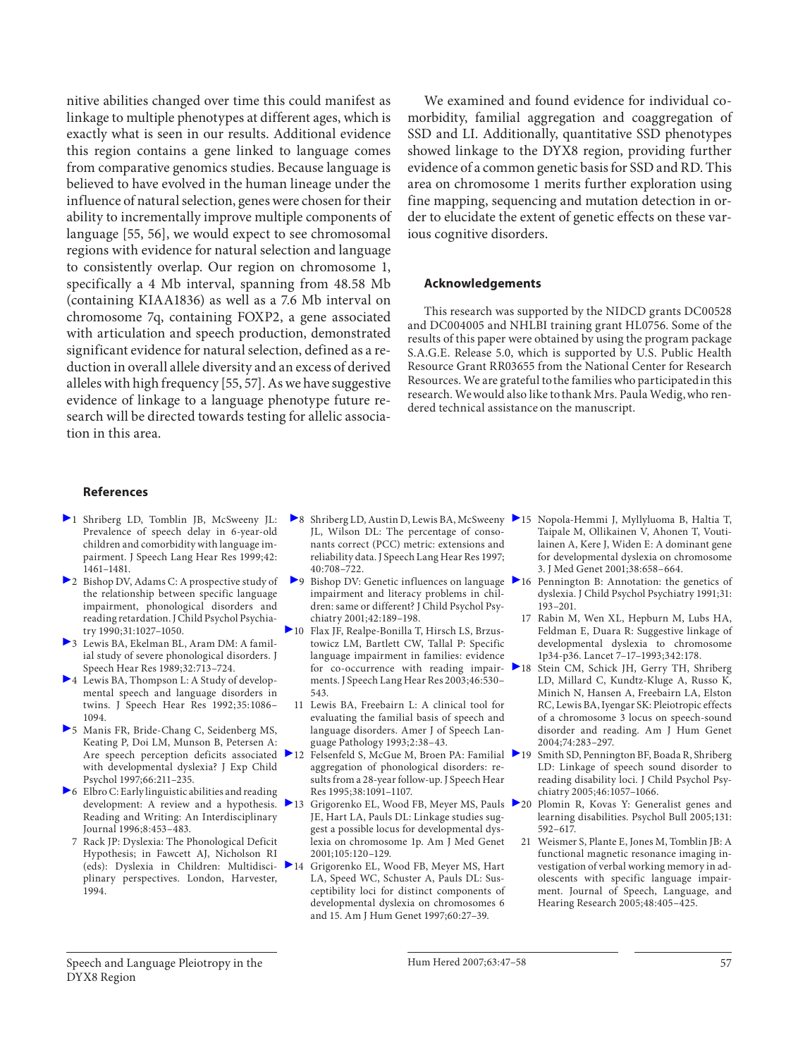nitive abilities changed over time this could manifest as linkage to multiple phenotypes at different ages, which is exactly what is seen in our results. Additional evidence this region contains a gene linked to language comes from comparative genomics studies. Because language is believed to have evolved in the human lineage under the influence of natural selection, genes were chosen for their ability to incrementally improve multiple components of language [55, 56], we would expect to see chromosomal regions with evidence for natural selection and language to consistently overlap. Our region on chromosome 1, specifically a 4 Mb interval, spanning from 48.58 Mb (containing KIAA1836) as well as a 7.6 Mb interval on chromosome 7q, containing FOXP2, a gene associated with articulation and speech production, demonstrated significant evidence for natural selection, defined as a reduction in overall allele diversity and an excess of derived alleles with high frequency [55, 57]. As we have suggestive evidence of linkage to a language phenotype future research will be directed towards testing for allelic association in this area.

We examined and found evidence for individual comorbidity, familial aggregation and coaggregation of SSD and LI. Additionally, quantitative SSD phenotypes showed linkage to the DYX8 region, providing further evidence of a common genetic basis for SSD and RD. This area on chromosome 1 merits further exploration using fine mapping, sequencing and mutation detection in order to elucidate the extent of genetic effects on these various cognitive disorders.

## Acknowledgements

This research was supported by the NIDCD grants DC00528 and DC004005 and NHLBI training grant HL0756. Some of the results of this paper were obtained by using the program package S.A.G.E. Release 5.0, which is supported by U.S. Public Health Resource Grant RR03655 from the National Center for Research Resources. We are grateful to the families who participated in this research. We would also like to thank Mrs. Paula Wedig, who rendered technical assistance on the manuscript.

## References

1. Shriberg LD, Tomblin JB, McSweeny JL: Prevalence of speech delay in 6-year-old children and comorbidity with language impairment. J Speech Lang Hear Res 1999;42:1461–1481.
2. Bishop DV, Adams C: A prospective study of the relationship between specific language impairment, phonological disorders and reading retardation. J Child Psychol Psychiatry 1990;31:1027–1050.
3. Lewis BA, Ekelman BL, Aram DM: A familial study of severe phonological disorders. J Speech Hear Res 1989;32:713–724.
4. Lewis BA, Thompson L: A Study of developmental speech and language disorders in twins. J Speech Hear Res 1992;35:1086–1094.
5. Manis FR, Bride-Chang C, Seidenberg MS, Keating P, Doi LM, Munson B, Petersen A: Are speech perception deficits associated with developmental dyslexia? J Exp Child Psychol 1997;66:211–235.
6. Elbro C: Early linguistic abilities and reading development: A review and a hypothesis. Reading and Writing: An Interdisciplinary Journal 1996;8:453–483.
7. Rack JP: Dyslexia: The Phonological Deficit Hypothesis; in Fawcett AJ, Nicholson RI (eds): Dyslexia in Children: Multidisciplinary perspectives. London, Harvester, 1994.
8. Shriberg LD, Austin D, Lewis BA, McSweeny JL, Wilson DL: The percentage of consonants correct (PCC) metric: extensions and reliability data. J Speech Lang Hear Res 1997;40:708–722.
9. Bishop DV: Genetic influences on language impairment and literacy problems in children: same or different? J Child Psychol Psychiatry 2001;42:189–198.
10. Flax JF, Realpe-Bonilla T, Hirsch LS, Brzustowicz LM, Bartlett CW, Tallal P: Specific language impairment in families: evidence for co-occurrence with reading impairments. J Speech Lang Hear Res 2003;46:530–543.
11. Lewis BA, Freebairn L: A clinical tool for evaluating the familial basis of speech and language disorders. Amer J of Speech Language Pathology 1993;2:38–43.
12. Felsenfeld S, McGue M, Broen PA: Familial aggregation of phonological disorders: results from a 28-year follow-up. J Speech Hear Res 1995;38:1091–1107.
13. Grigorenko EL, Wood FB, Meyer MS, Pauls JE, Hart LA, Pauls DL: Linkage studies suggest a possible locus for developmental dyslexia on chromosome 1p. Am J Med Genet 2001;105:120–129.
14. Grigorenko EL, Wood FB, Meyer MS, Hart LA, Speed WC, Schuster A, Pauls DL: Susceptibility loci for distinct components of developmental dyslexia on chromosomes 6 and 15. Am J Hum Genet 1997;60:27–39.
15. Nopola-Hemmi J, Myllyluoma B, Haltia T, Taipale M, Ollikainen V, Ahonen T, Voutilainen A, Kere J, Widen E: A dominant gene for developmental dyslexia on chromosome 3. J Med Genet 2001;38:658–664.
16. Pennington B: Annotation: the genetics of dyslexia. J Child Psychol Psychiatry 1991;31:193–201.
17. Rabin M, Wen XL, Hepburn M, Lubs HA, Feldman E, Duara R: Suggestive linkage of developmental dyslexia to chromosome 1p34-p36. Lancet 7–17–1993;342:178.
18. Stein CM, Schick JH, Gerry TH, Shriberg LD, Millard C, Kundtz-Kluge A, Russo K, Minich N, Hansen A, Freebairn LA, Elston RC, Lewis BA, Iyengar SK: Pleiotropic effects of a chromosome 3 locus on speech-sound disorder and reading. Am J Hum Genet 2004;74:283–297.
19. Smith SD, Pennington BF, Boada R, Shriberg LD: Linkage of speech sound disorder to reading disability loci. J Child Psychol Psychiatry 2005;46:1057–1066.
20. Plomin R, Kovas Y: Generalist genes and learning disabilities. Psychol Bull 2005;131:592–617.
21. Weismer S, Plante E, Jones M, Tomblin JB: A functional magnetic resonance imaging investigation of verbal working memory in adolescents with specific language impairment. Journal of Speech, Language, and Hearing Research 2005;48:405–425.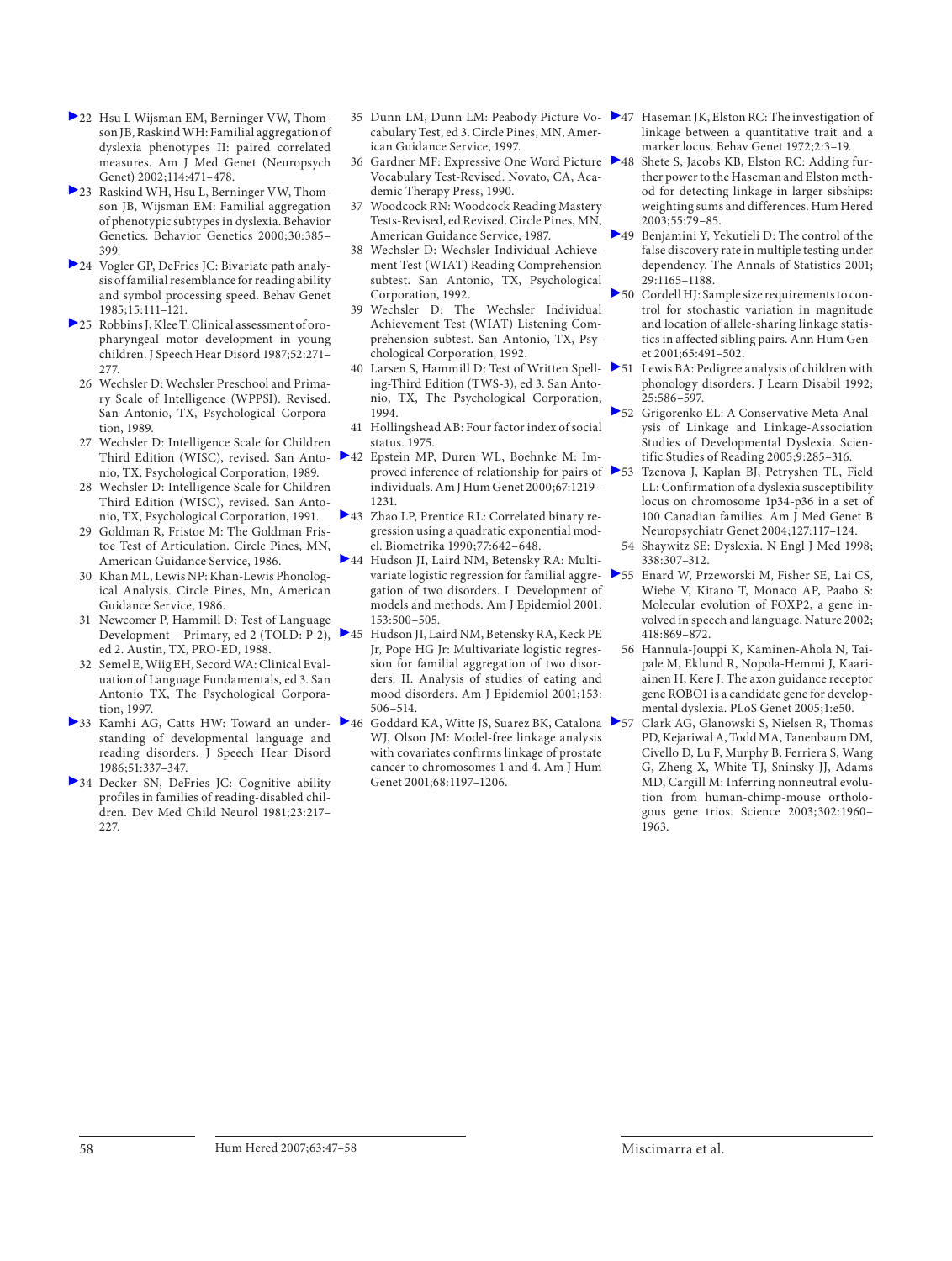22 Hsu L Wijsman EM, Berninger VW, Thomson JB, Raskind WH: Familial aggregation of dyslexia phenotypes II: paired correlated measures. Am J Med Genet (Neuropsych Genet) 2002;114:471–478.

23 Raskind WH, Hsu L, Berninger VW, Thomson JB, Wijsman EM: Familial aggregation of phenotypic subtypes in dyslexia. Behavior Genetics. Behavior Genetics 2000;30:385–399.

24 Vogler GP, DeFries JC: Bivariate path analysis of familial resemblance for reading ability and symbol processing speed. Behav Genet 1985;15:111–121.

25 Robbins J, Klee T: Clinical assessment of oropharyngeal motor development in young children. J Speech Hear Disord 1987;52:271–277.

26 Wechsler D: Wechsler Preschool and Primary Scale of Intelligence (WPPSI). Revised. San Antonio, TX, Psychological Corporation, 1989.

27 Wechsler D: Intelligence Scale for Children Third Edition (WISC), revised. San Antonio, TX, Psychological Corporation, 1989.

28 Wechsler D: Intelligence Scale for Children Third Edition (WISC), revised. San Antonio, TX, Psychological Corporation, 1991.

29 Goldman R, Fristoe M: The Goldman Fristoe Test of Articulation. Circle Pines, MN, American Guidance Service, 1986.

30 Khan ML, Lewis NP: Khan-Lewis Phonological Analysis. Circle Pines, Mn, American Guidance Service, 1986.

31 Newcomer P, Hammill D: Test of Language Development – Primary, ed 2 (TOLD: P-2), ed 2. Austin, TX, PRO-ED, 1988.

32 Semel E, Wiig EH, Secord WA: Clinical Evaluation of Language Fundamentals, ed 3. San Antonio TX, The Psychological Corporation, 1997.

33 Kamhi AG, Catts HW: Toward an understanding of developmental language and reading disorders. J Speech Hear Disord 1986;51:337–347.

34 Decker SN, DeFries JC: Cognitive ability profiles in families of reading-disabled children. Dev Med Child Neurol 1981;23:217–227.

35 Dunn LM, Dunn LM: Peabody Picture Vocabulary Test, ed 3. Circle Pines, MN, American Guidance Service, 1997.

36 Gardner MF: Expressive One Word Picture Vocabulary Test-Revised. Novato, CA, Academic Therapy Press, 1990.

37 Woodcock RN: Woodcock Reading Mastery Tests-Revised, ed Revised. Circle Pines, MN, American Guidance Service, 1987.

38 Wechsler D: Wechsler Individual Achievement Test (WIAT) Reading Comprehension subtest. San Antonio, TX, Psychological Corporation, 1992.

39 Wechsler D: The Wechsler Individual Achievement Test (WIAT) Listening Comprehension subtest. San Antonio, TX, Psychological Corporation, 1992.

40 Larsen S, Hammill D: Test of Written Spelling-Third Edition (TWS-3), ed 3. San Antonio, TX, The Psychological Corporation, 1994.

41 Hollingshead AB: Four factor index of social status. 1975.

42 Epstein MP, Duren WL, Boehnke M: Improved inference of relationship for pairs of individuals. Am J Hum Genet 2000;67:1219–1231.

43 Zhao LP, Prentice RL: Correlated binary regression using a quadratic exponential model. Biometrika 1990;77:642–648.

44 Hudson JI, Laird NM, Betensky RA: Multivariate logistic regression for familial aggregation of two disorders. I. Development of models and methods. Am J Epidemiol 2001;153:500–505.

45 Hudson JI, Laird NM, Betensky RA, Keck PE Jr, Pope HG Jr: Multivariate logistic regression for familial aggregation of two disorders. II. Analysis of studies of eating and mood disorders. Am J Epidemiol 2001;153:506–514.

46 Goddard KA, Witte JS, Suarez BK, Catalona WJ, Olson JM: Model-free linkage analysis with covariates confirms linkage of prostate cancer to chromosomes 1 and 4. Am J Hum Genet 2001;68:1197–1206.

47 Haseman JK, Elston RC: The investigation of linkage between a quantitative trait and a marker locus. Behav Genet 1972;2:3–19.

48 Shete S, Jacobs KB, Elston RC: Adding further power to the Haseman and Elston method for detecting linkage in larger sibships: weighting sums and differences. Hum Hered 2003;55:79–85.

49 Benjamini Y, Yekutieli D: The control of the false discovery rate in multiple testing under dependency. The Annals of Statistics 2001;29:1165–1188.

50 Cordell HJ: Sample size requirements to control for stochastic variation in magnitude and location of allele-sharing linkage statistics in affected sibling pairs. Ann Hum Genet 2001;65:491–502.

51 Lewis BA: Pedigree analysis of children with phonology disorders. J Learn Disabil 1992;25:586–597.

52 Grigorenko EL: A Conservative Meta-Analysis of Linkage and Linkage-Association Studies of Developmental Dyslexia. Scientific Studies of Reading 2005;9:285–316.

53 Tzenova J, Kaplan BJ, Petryshen TL, Field LL: Confirmation of a dyslexia susceptibility locus on chromosome 1p34-p36 in a set of 100 Canadian families. Am J Med Genet B Neuropsychiatr Genet 2004;127:117–124.

54 Shaywitz SE: Dyslexia. N Engl J Med 1998;338:307–312.

55 Enard W, Przeworski M, Fisher SE, Lai CS, Wiebe V, Kitano T, Monaco AP, Paabo S: Molecular evolution of FOXP2, a gene involved in speech and language. Nature 2002;418:869–872.

56 Hannula-Jouppi K, Kaminen-Ahola N, Taipale M, Eklund R, Nopola-Hemmi J, Kaariainen H, Kere J: The axon guidance receptor gene ROBO1 is a candidate gene for developmental dyslexia. PLoS Genet 2005;1:e50.

57 Clark AG, Glanowski S, Nielsen R, Thomas PD, Kejariwal A, Todd MA, Tanenbaum DM, Civello D, Lu F, Murphy B, Ferriera S, Wang G, Zheng X, White TJ, Sninsky JJ, Adams MD, Cargill M: Inferring nonneutral evolution from human-chimp-mouse orthologous gene trios. Science 2003;302:1960–1963.